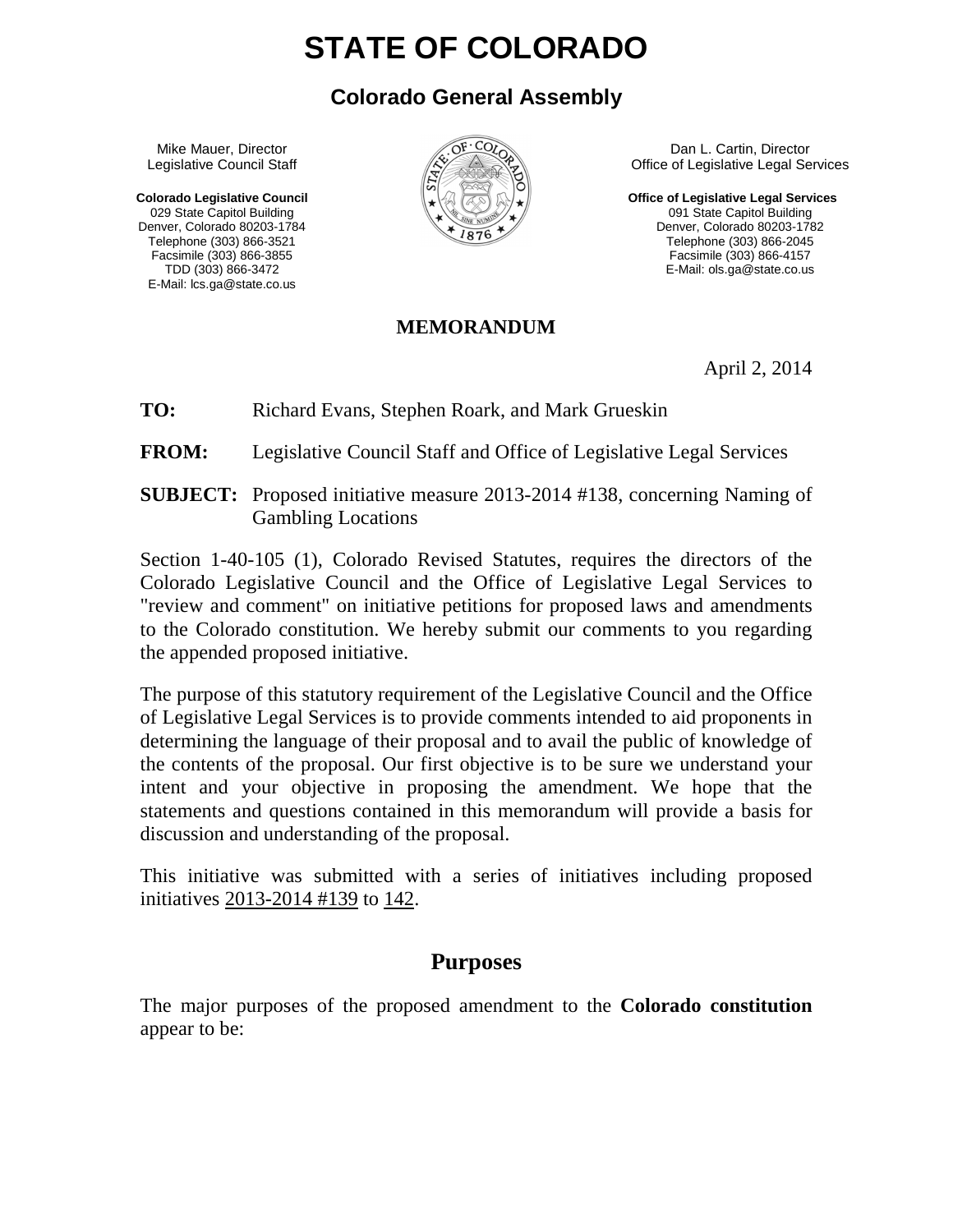# STATE OF COLORADO

## Colorado General Assembly

Mike Mauer, Director
Legislative Council Staff

**Colorado Legislative Council**
029 State Capitol Building
Denver, Colorado 80203-1784
Telephone (303) 866-3521
Facsimile (303) 866-3855
TDD (303) 866-3472
E-Mail: lcs.ga@state.co.us

Dan L. Cartin, Director
Office of Legislative Legal Services

**Office of Legislative Legal Services**
091 State Capitol Building
Denver, Colorado 80203-1782
Telephone (303) 866-2045
Facsimile (303) 866-4157
E-Mail: ols.ga@state.co.us

**MEMORANDUM**

April 2, 2014

**TO:** Richard Evans, Stephen Roark, and Mark Grueskin

**FROM:** Legislative Council Staff and Office of Legislative Legal Services

**SUBJECT:** Proposed initiative measure 2013-2014 #138, concerning Naming of Gambling Locations

Section 1-40-105 (1), Colorado Revised Statutes, requires the directors of the Colorado Legislative Council and the Office of Legislative Legal Services to "review and comment" on initiative petitions for proposed laws and amendments to the Colorado constitution. We hereby submit our comments to you regarding the appended proposed initiative.

The purpose of this statutory requirement of the Legislative Council and the Office of Legislative Legal Services is to provide comments intended to aid proponents in determining the language of their proposal and to avail the public of knowledge of the contents of the proposal. Our first objective is to be sure we understand your intent and your objective in proposing the amendment. We hope that the statements and questions contained in this memorandum will provide a basis for discussion and understanding of the proposal.

This initiative was submitted with a series of initiatives including proposed initiatives 2013-2014 #139 to 142.

## Purposes

The major purposes of the proposed amendment to the **Colorado constitution** appear to be: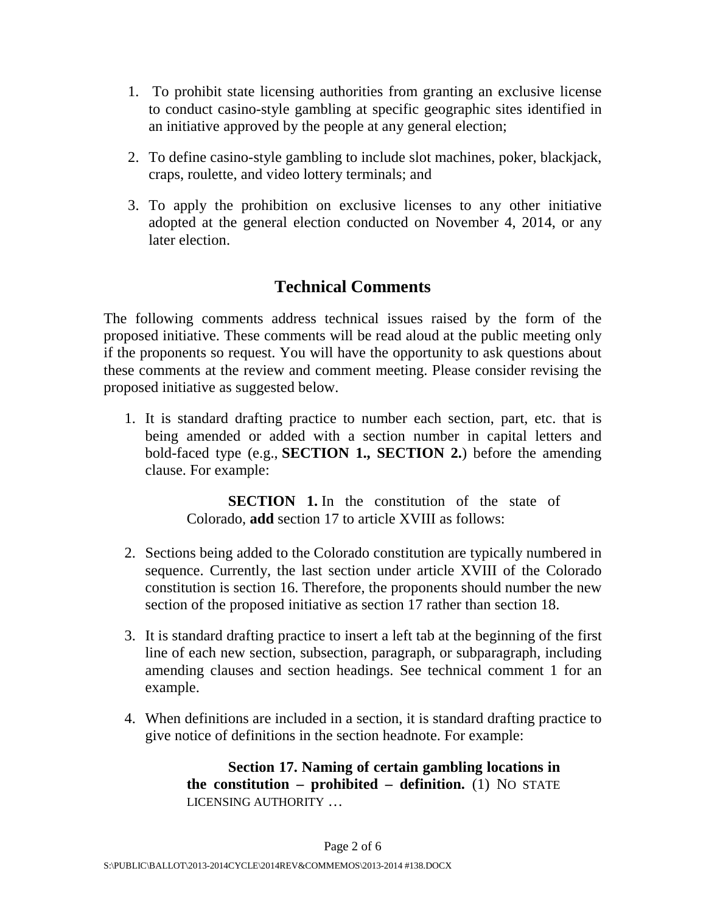1. To prohibit state licensing authorities from granting an exclusive license to conduct casino-style gambling at specific geographic sites identified in an initiative approved by the people at any general election;

2. To define casino-style gambling to include slot machines, poker, blackjack, craps, roulette, and video lottery terminals; and

3. To apply the prohibition on exclusive licenses to any other initiative adopted at the general election conducted on November 4, 2014, or any later election.

## Technical Comments

The following comments address technical issues raised by the form of the proposed initiative. These comments will be read aloud at the public meeting only if the proponents so request. You will have the opportunity to ask questions about these comments at the review and comment meeting. Please consider revising the proposed initiative as suggested below.

1. It is standard drafting practice to number each section, part, etc. that is being amended or added with a section number in capital letters and bold-faced type (e.g., **SECTION 1., SECTION 2.**) before the amending clause. For example:

   > **SECTION 1.** In the constitution of the state of Colorado, **add** section 17 to article XVIII as follows:

2. Sections being added to the Colorado constitution are typically numbered in sequence. Currently, the last section under article XVIII of the Colorado constitution is section 16. Therefore, the proponents should number the new section of the proposed initiative as section 17 rather than section 18.

3. It is standard drafting practice to insert a left tab at the beginning of the first line of each new section, subsection, paragraph, or subparagraph, including amending clauses and section headings. See technical comment 1 for an example.

4. When definitions are included in a section, it is standard drafting practice to give notice of definitions in the section headnote. For example:

   > **Section 17. Naming of certain gambling locations in the constitution – prohibited – definition.** (1) NO STATE LICENSING AUTHORITY …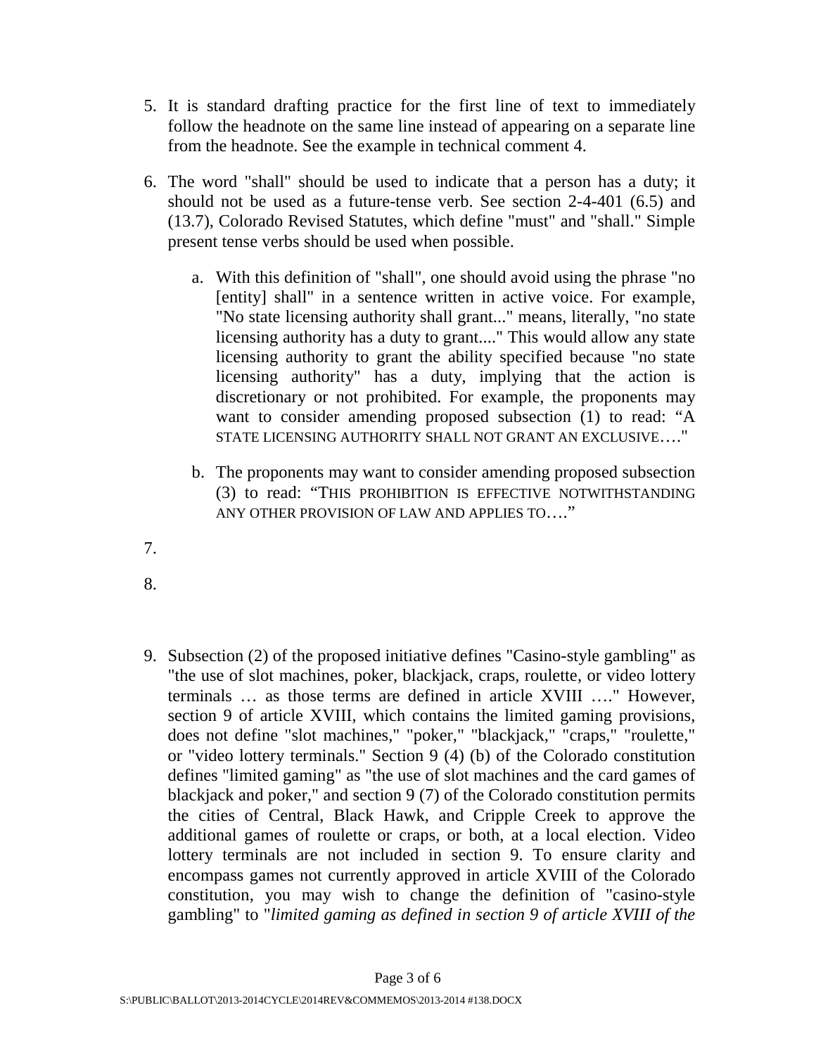5. It is standard drafting practice for the first line of text to immediately follow the headnote on the same line instead of appearing on a separate line from the headnote. See the example in technical comment 4.

6. The word "shall" should be used to indicate that a person has a duty; it should not be used as a future-tense verb. See section 2-4-401 (6.5) and (13.7), Colorado Revised Statutes, which define "must" and "shall." Simple present tense verbs should be used when possible.

   a. With this definition of "shall", one should avoid using the phrase "no [entity] shall" in a sentence written in active voice. For example, "No state licensing authority shall grant..." means, literally, "no state licensing authority has a duty to grant...." This would allow any state licensing authority to grant the ability specified because "no state licensing authority" has a duty, implying that the action is discretionary or not prohibited. For example, the proponents may want to consider amending proposed subsection (1) to read: "A STATE LICENSING AUTHORITY SHALL NOT GRANT AN EXCLUSIVE…."

   b. The proponents may want to consider amending proposed subsection (3) to read: "THIS PROHIBITION IS EFFECTIVE NOTWITHSTANDING ANY OTHER PROVISION OF LAW AND APPLIES TO…."

7.

8.

9. Subsection (2) of the proposed initiative defines "Casino-style gambling" as "the use of slot machines, poker, blackjack, craps, roulette, or video lottery terminals … as those terms are defined in article XVIII …." However, section 9 of article XVIII, which contains the limited gaming provisions, does not define "slot machines," "poker," "blackjack," "craps," "roulette," or "video lottery terminals." Section 9 (4) (b) of the Colorado constitution defines "limited gaming" as "the use of slot machines and the card games of blackjack and poker," and section 9 (7) of the Colorado constitution permits the cities of Central, Black Hawk, and Cripple Creek to approve the additional games of roulette or craps, or both, at a local election. Video lottery terminals are not included in section 9. To ensure clarity and encompass games not currently approved in article XVIII of the Colorado constitution, you may wish to change the definition of "casino-style gambling" to "*limited gaming as defined in section 9 of article XVIII of the*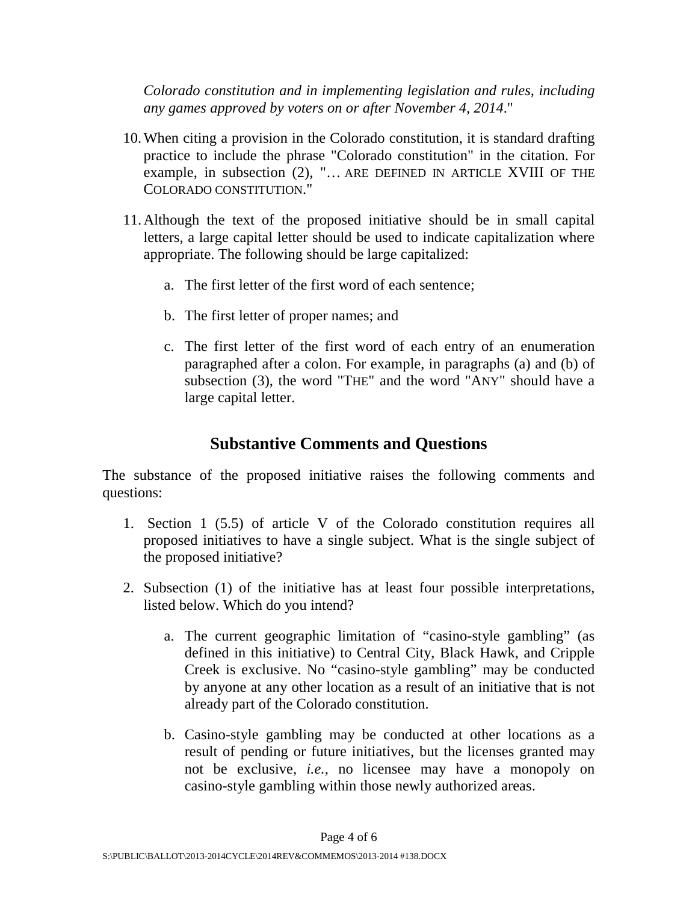*Colorado constitution and in implementing legislation and rules, including any games approved by voters on or after November 4, 2014*."

10. When citing a provision in the Colorado constitution, it is standard drafting practice to include the phrase "Colorado constitution" in the citation. For example, in subsection (2), "… ARE DEFINED IN ARTICLE XVIII OF THE COLORADO CONSTITUTION."

11. Although the text of the proposed initiative should be in small capital letters, a large capital letter should be used to indicate capitalization where appropriate. The following should be large capitalized:

    a. The first letter of the first word of each sentence;

    b. The first letter of proper names; and

    c. The first letter of the first word of each entry of an enumeration paragraphed after a colon. For example, in paragraphs (a) and (b) of subsection (3), the word "THE" and the word "ANY" should have a large capital letter.

## Substantive Comments and Questions

The substance of the proposed initiative raises the following comments and questions:

1. Section 1 (5.5) of article V of the Colorado constitution requires all proposed initiatives to have a single subject. What is the single subject of the proposed initiative?

2. Subsection (1) of the initiative has at least four possible interpretations, listed below. Which do you intend?

    a. The current geographic limitation of "casino-style gambling" (as defined in this initiative) to Central City, Black Hawk, and Cripple Creek is exclusive. No "casino-style gambling" may be conducted by anyone at any other location as a result of an initiative that is not already part of the Colorado constitution.

    b. Casino-style gambling may be conducted at other locations as a result of pending or future initiatives, but the licenses granted may not be exclusive, *i.e.*, no licensee may have a monopoly on casino-style gambling within those newly authorized areas.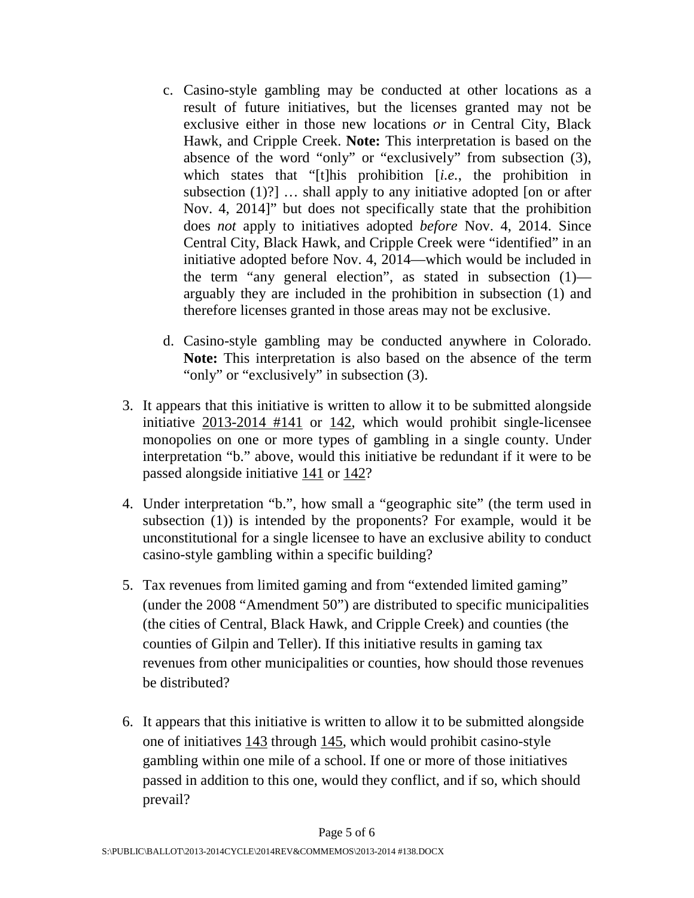c. Casino-style gambling may be conducted at other locations as a result of future initiatives, but the licenses granted may not be exclusive either in those new locations *or* in Central City, Black Hawk, and Cripple Creek. **Note:** This interpretation is based on the absence of the word "only" or "exclusively" from subsection (3), which states that "[t]his prohibition [*i.e.*, the prohibition in subsection (1)?] … shall apply to any initiative adopted [on or after Nov. 4, 2014]" but does not specifically state that the prohibition does *not* apply to initiatives adopted *before* Nov. 4, 2014. Since Central City, Black Hawk, and Cripple Creek were "identified" in an initiative adopted before Nov. 4, 2014—which would be included in the term "any general election", as stated in subsection (1)—arguably they are included in the prohibition in subsection (1) and therefore licenses granted in those areas may not be exclusive.

d. Casino-style gambling may be conducted anywhere in Colorado. **Note:** This interpretation is also based on the absence of the term "only" or "exclusively" in subsection (3).

3. It appears that this initiative is written to allow it to be submitted alongside initiative 2013-2014 #141 or 142, which would prohibit single-licensee monopolies on one or more types of gambling in a single county. Under interpretation "b." above, would this initiative be redundant if it were to be passed alongside initiative 141 or 142?

4. Under interpretation "b.", how small a "geographic site" (the term used in subsection (1)) is intended by the proponents? For example, would it be unconstitutional for a single licensee to have an exclusive ability to conduct casino-style gambling within a specific building?

5. Tax revenues from limited gaming and from "extended limited gaming" (under the 2008 "Amendment 50") are distributed to specific municipalities (the cities of Central, Black Hawk, and Cripple Creek) and counties (the counties of Gilpin and Teller). If this initiative results in gaming tax revenues from other municipalities or counties, how should those revenues be distributed?

6. It appears that this initiative is written to allow it to be submitted alongside one of initiatives 143 through 145, which would prohibit casino-style gambling within one mile of a school. If one or more of those initiatives passed in addition to this one, would they conflict, and if so, which should prevail?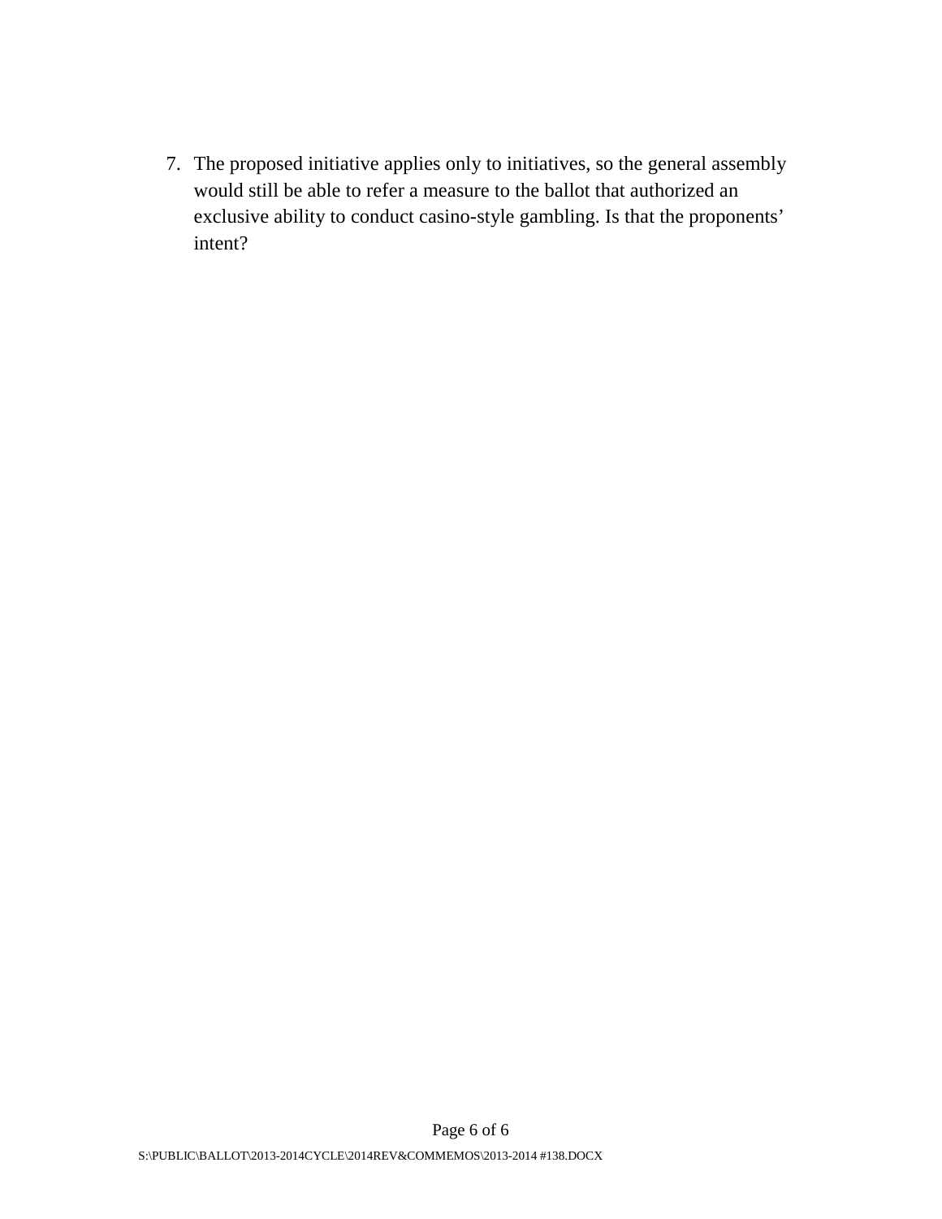7. The proposed initiative applies only to initiatives, so the general assembly would still be able to refer a measure to the ballot that authorized an exclusive ability to conduct casino-style gambling. Is that the proponents' intent?